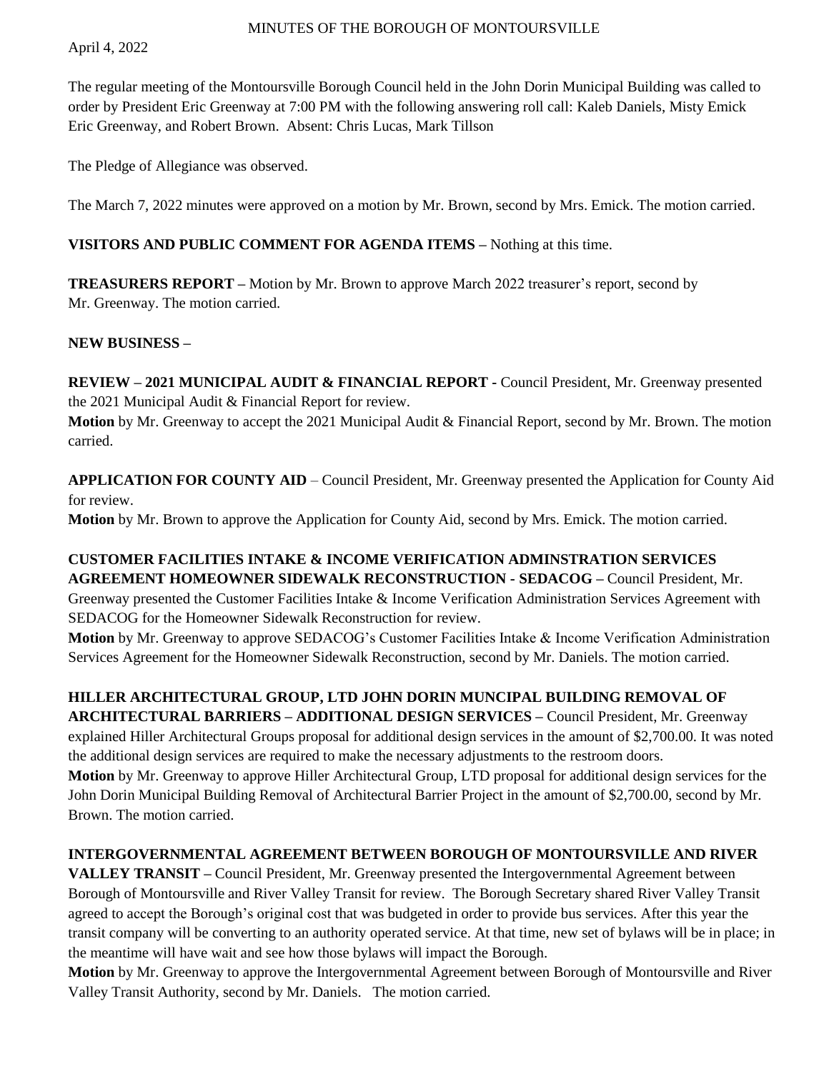MINUTES OF THE BOROUGH OF MONTOURSVILLE

April 4, 2022

The regular meeting of the Montoursville Borough Council held in the John Dorin Municipal Building was called to order by President Eric Greenway at 7:00 PM with the following answering roll call: Kaleb Daniels, Misty Emick Eric Greenway, and Robert Brown. Absent: Chris Lucas, Mark Tillson

The Pledge of Allegiance was observed.

The March 7, 2022 minutes were approved on a motion by Mr. Brown, second by Mrs. Emick. The motion carried.

**VISITORS AND PUBLIC COMMENT FOR AGENDA ITEMS –** Nothing at this time.

**TREASURERS REPORT –** Motion by Mr. Brown to approve March 2022 treasurer's report, second by Mr. Greenway. The motion carried.

**NEW BUSINESS –**

**REVIEW – 2021 MUNICIPAL AUDIT & FINANCIAL REPORT -** Council President, Mr. Greenway presented the 2021 Municipal Audit & Financial Report for review.
**Motion** by Mr. Greenway to accept the 2021 Municipal Audit & Financial Report, second by Mr. Brown. The motion carried.

**APPLICATION FOR COUNTY AID** – Council President, Mr. Greenway presented the Application for County Aid for review.
**Motion** by Mr. Brown to approve the Application for County Aid, second by Mrs. Emick. The motion carried.

**CUSTOMER FACILITIES INTAKE & INCOME VERIFICATION ADMINSTRATION SERVICES AGREEMENT HOMEOWNER SIDEWALK RECONSTRUCTION - SEDACOG –** Council President, Mr. Greenway presented the Customer Facilities Intake & Income Verification Administration Services Agreement with SEDACOG for the Homeowner Sidewalk Reconstruction for review.
**Motion** by Mr. Greenway to approve SEDACOG's Customer Facilities Intake & Income Verification Administration Services Agreement for the Homeowner Sidewalk Reconstruction, second by Mr. Daniels. The motion carried.

**HILLER ARCHITECTURAL GROUP, LTD JOHN DORIN MUNCIPAL BUILDING REMOVAL OF ARCHITECTURAL BARRIERS – ADDITIONAL DESIGN SERVICES –** Council President, Mr. Greenway explained Hiller Architectural Groups proposal for additional design services in the amount of $2,700.00. It was noted the additional design services are required to make the necessary adjustments to the restroom doors.
**Motion** by Mr. Greenway to approve Hiller Architectural Group, LTD proposal for additional design services for the John Dorin Municipal Building Removal of Architectural Barrier Project in the amount of $2,700.00, second by Mr. Brown. The motion carried.

**INTERGOVERNMENTAL AGREEMENT BETWEEN BOROUGH OF MONTOURSVILLE AND RIVER VALLEY TRANSIT –** Council President, Mr. Greenway presented the Intergovernmental Agreement between Borough of Montoursville and River Valley Transit for review. The Borough Secretary shared River Valley Transit agreed to accept the Borough's original cost that was budgeted in order to provide bus services. After this year the transit company will be converting to an authority operated service. At that time, new set of bylaws will be in place; in the meantime will have wait and see how those bylaws will impact the Borough.
**Motion** by Mr. Greenway to approve the Intergovernmental Agreement between Borough of Montoursville and River Valley Transit Authority, second by Mr. Daniels. The motion carried.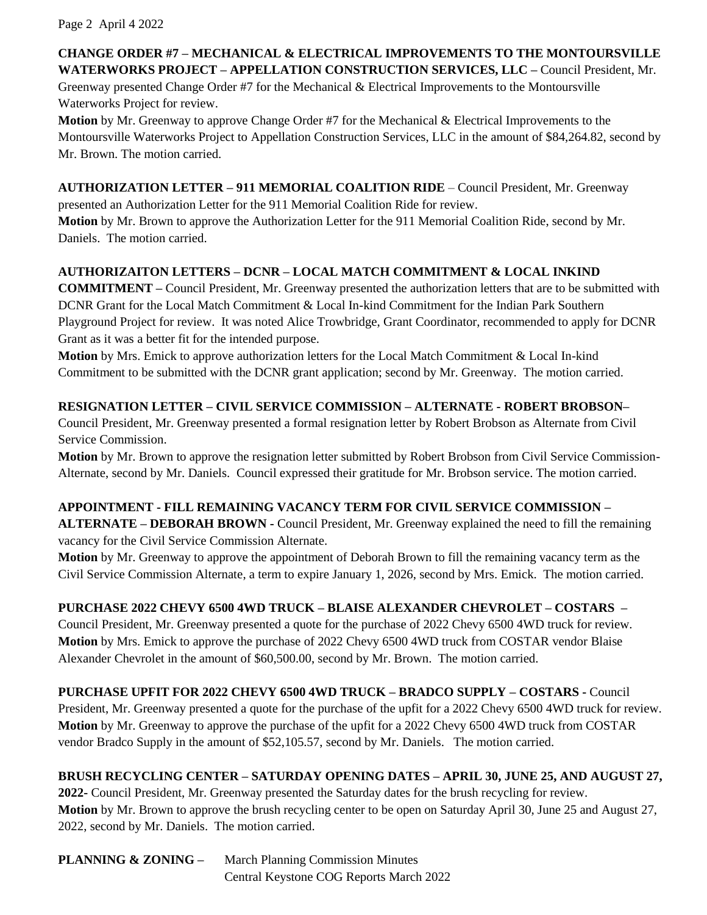**CHANGE ORDER #7 – MECHANICAL & ELECTRICAL IMPROVEMENTS TO THE MONTOURSVILLE WATERWORKS PROJECT – APPELLATION CONSTRUCTION SERVICES, LLC –** Council President, Mr. Greenway presented Change Order #7 for the Mechanical & Electrical Improvements to the Montoursville Waterworks Project for review.

**Motion** by Mr. Greenway to approve Change Order #7 for the Mechanical & Electrical Improvements to the Montoursville Waterworks Project to Appellation Construction Services, LLC in the amount of $84,264.82, second by Mr. Brown. The motion carried.

**AUTHORIZATION LETTER – 911 MEMORIAL COALITION RIDE** – Council President, Mr. Greenway presented an Authorization Letter for the 911 Memorial Coalition Ride for review.

**Motion** by Mr. Brown to approve the Authorization Letter for the 911 Memorial Coalition Ride, second by Mr. Daniels. The motion carried.

**AUTHORIZAITON LETTERS – DCNR – LOCAL MATCH COMMITMENT & LOCAL INKIND COMMITMENT –** Council President, Mr. Greenway presented the authorization letters that are to be submitted with DCNR Grant for the Local Match Commitment & Local In-kind Commitment for the Indian Park Southern Playground Project for review. It was noted Alice Trowbridge, Grant Coordinator, recommended to apply for DCNR Grant as it was a better fit for the intended purpose.

**Motion** by Mrs. Emick to approve authorization letters for the Local Match Commitment & Local In-kind Commitment to be submitted with the DCNR grant application; second by Mr. Greenway. The motion carried.

**RESIGNATION LETTER – CIVIL SERVICE COMMISSION – ALTERNATE - ROBERT BROBSON–** Council President, Mr. Greenway presented a formal resignation letter by Robert Brobson as Alternate from Civil Service Commission.

**Motion** by Mr. Brown to approve the resignation letter submitted by Robert Brobson from Civil Service Commission-Alternate, second by Mr. Daniels. Council expressed their gratitude for Mr. Brobson service. The motion carried.

**APPOINTMENT - FILL REMAINING VACANCY TERM FOR CIVIL SERVICE COMMISSION – ALTERNATE – DEBORAH BROWN -** Council President, Mr. Greenway explained the need to fill the remaining vacancy for the Civil Service Commission Alternate.

**Motion** by Mr. Greenway to approve the appointment of Deborah Brown to fill the remaining vacancy term as the Civil Service Commission Alternate, a term to expire January 1, 2026, second by Mrs. Emick. The motion carried.

**PURCHASE 2022 CHEVY 6500 4WD TRUCK – BLAISE ALEXANDER CHEVROLET – COSTARS –** Council President, Mr. Greenway presented a quote for the purchase of 2022 Chevy 6500 4WD truck for review.

**Motion** by Mrs. Emick to approve the purchase of 2022 Chevy 6500 4WD truck from COSTAR vendor Blaise Alexander Chevrolet in the amount of $60,500.00, second by Mr. Brown. The motion carried.

**PURCHASE UPFIT FOR 2022 CHEVY 6500 4WD TRUCK – BRADCO SUPPLY – COSTARS -** Council President, Mr. Greenway presented a quote for the purchase of the upfit for a 2022 Chevy 6500 4WD truck for review.

**Motion** by Mr. Greenway to approve the purchase of the upfit for a 2022 Chevy 6500 4WD truck from COSTAR vendor Bradco Supply in the amount of $52,105.57, second by Mr. Daniels. The motion carried.

**BRUSH RECYCLING CENTER – SATURDAY OPENING DATES – APRIL 30, JUNE 25, AND AUGUST 27, 2022-** Council President, Mr. Greenway presented the Saturday dates for the brush recycling for review.

**Motion** by Mr. Brown to approve the brush recycling center to be open on Saturday April 30, June 25 and August 27, 2022, second by Mr. Daniels. The motion carried.

**PLANNING & ZONING –** March Planning Commission Minutes
Central Keystone COG Reports March 2022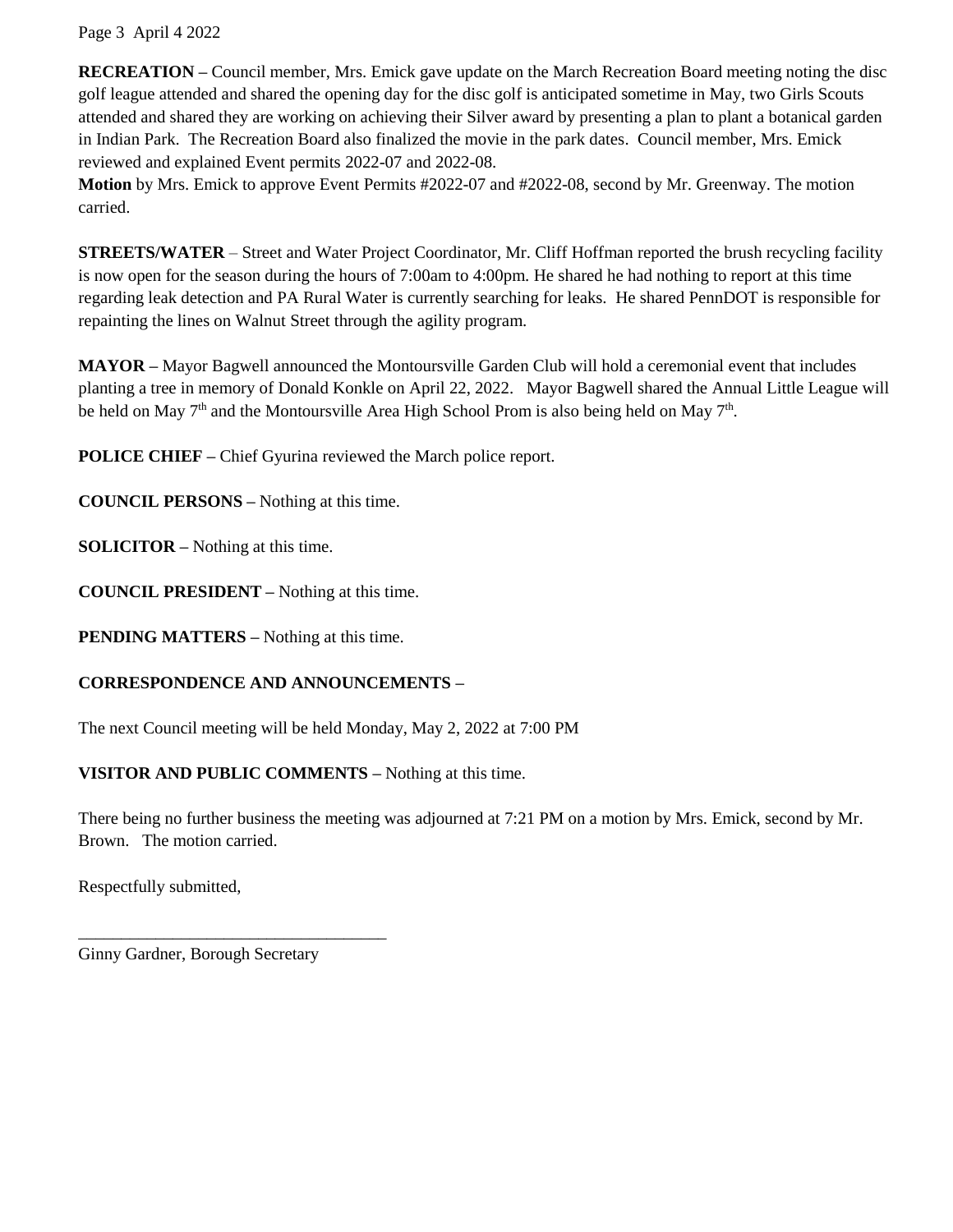**RECREATION –** Council member, Mrs. Emick gave update on the March Recreation Board meeting noting the disc golf league attended and shared the opening day for the disc golf is anticipated sometime in May, two Girls Scouts attended and shared they are working on achieving their Silver award by presenting a plan to plant a botanical garden in Indian Park. The Recreation Board also finalized the movie in the park dates. Council member, Mrs. Emick reviewed and explained Event permits 2022-07 and 2022-08.

**Motion** by Mrs. Emick to approve Event Permits #2022-07 and #2022-08, second by Mr. Greenway. The motion carried.

**STREETS/WATER** – Street and Water Project Coordinator, Mr. Cliff Hoffman reported the brush recycling facility is now open for the season during the hours of 7:00am to 4:00pm. He shared he had nothing to report at this time regarding leak detection and PA Rural Water is currently searching for leaks. He shared PennDOT is responsible for repainting the lines on Walnut Street through the agility program.

**MAYOR –** Mayor Bagwell announced the Montoursville Garden Club will hold a ceremonial event that includes planting a tree in memory of Donald Konkle on April 22, 2022. Mayor Bagwell shared the Annual Little League will be held on May 7th and the Montoursville Area High School Prom is also being held on May 7th.

**POLICE CHIEF –** Chief Gyurina reviewed the March police report.

**COUNCIL PERSONS –** Nothing at this time.

**SOLICITOR –** Nothing at this time.

**COUNCIL PRESIDENT –** Nothing at this time.

**PENDING MATTERS –** Nothing at this time.

**CORRESPONDENCE AND ANNOUNCEMENTS –**

The next Council meeting will be held Monday, May 2, 2022 at 7:00 PM

**VISITOR AND PUBLIC COMMENTS –** Nothing at this time.

There being no further business the meeting was adjourned at 7:21 PM on a motion by Mrs. Emick, second by Mr. Brown. The motion carried.

Respectfully submitted,

___________________________________

Ginny Gardner, Borough Secretary